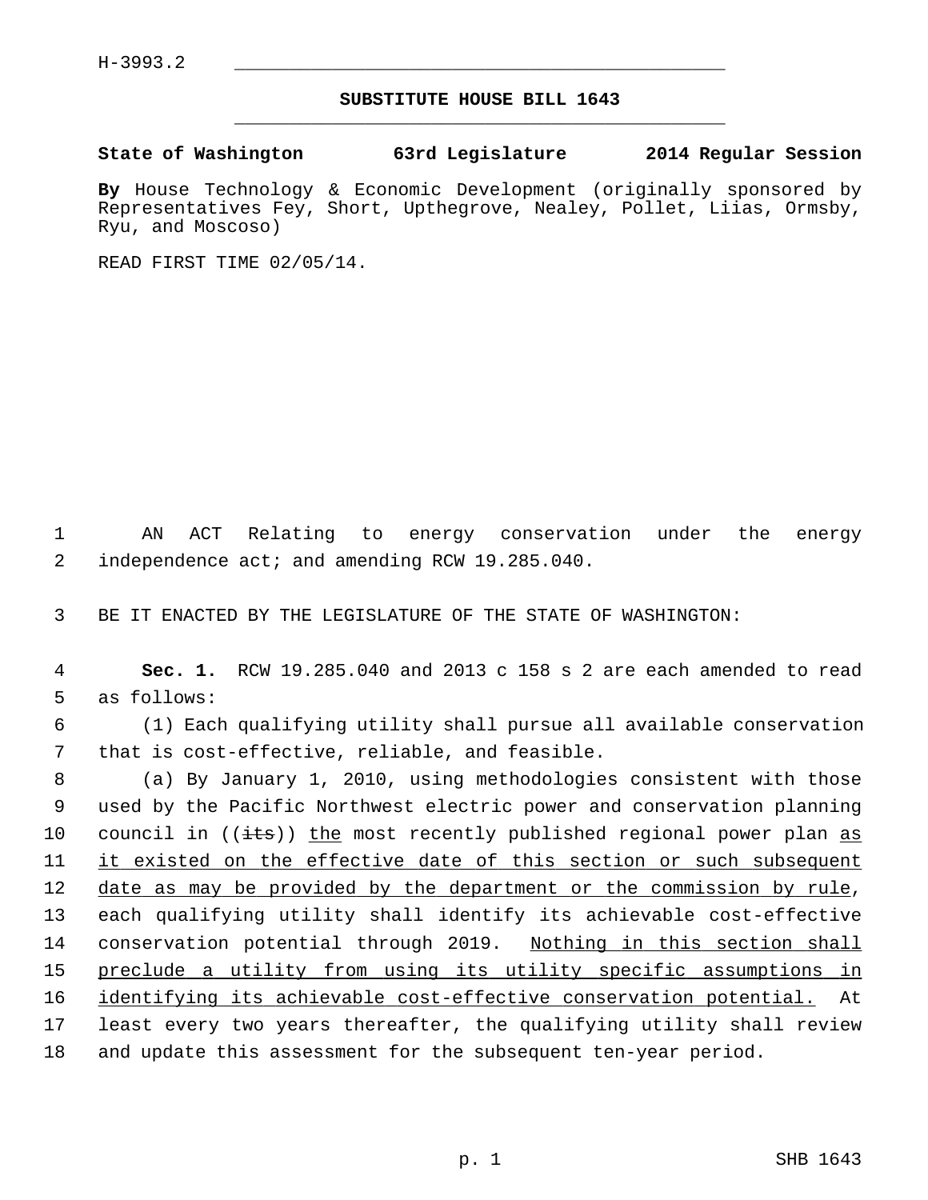H-3993.2

## SUBSTITUTE HOUSE BILL 1643

**State of Washington 63rd Legislature 2014 Regular Session**

**By** House Technology & Economic Development (originally sponsored by Representatives Fey, Short, Upthegrove, Nealey, Pollet, Liias, Ormsby, Ryu, and Moscoso)

READ FIRST TIME 02/05/14.

AN ACT Relating to energy conservation under the energy independence act; and amending RCW 19.285.040.

BE IT ENACTED BY THE LEGISLATURE OF THE STATE OF WASHINGTON:

**Sec. 1.** RCW 19.285.040 and 2013 c 158 s 2 are each amended to read as follows:

(1) Each qualifying utility shall pursue all available conservation that is cost-effective, reliable, and feasible.

(a) By January 1, 2010, using methodologies consistent with those used by the Pacific Northwest electric power and conservation planning council in ((~~its~~)) <u>the</u> most recently published regional power plan <u>as it existed on the effective date of this section or such subsequent date as may be provided by the department or the commission by rule</u>, each qualifying utility shall identify its achievable cost-effective conservation potential through 2019. <u>Nothing in this section shall preclude a utility from using its utility specific assumptions in identifying its achievable cost-effective conservation potential.</u> At least every two years thereafter, the qualifying utility shall review and update this assessment for the subsequent ten-year period.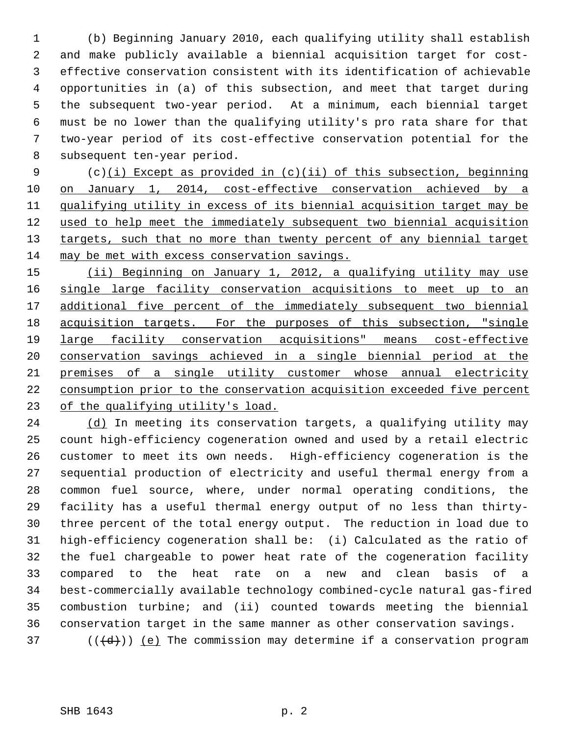(b) Beginning January 2010, each qualifying utility shall establish and make publicly available a biennial acquisition target for cost-effective conservation consistent with its identification of achievable opportunities in (a) of this subsection, and meet that target during the subsequent two-year period. At a minimum, each biennial target must be no lower than the qualifying utility's pro rata share for that two-year period of its cost-effective conservation potential for the subsequent ten-year period.

(c)(i) Except as provided in (c)(ii) of this subsection, beginning on January 1, 2014, cost-effective conservation achieved by a qualifying utility in excess of its biennial acquisition target may be used to help meet the immediately subsequent two biennial acquisition targets, such that no more than twenty percent of any biennial target may be met with excess conservation savings.

(ii) Beginning on January 1, 2012, a qualifying utility may use single large facility conservation acquisitions to meet up to an additional five percent of the immediately subsequent two biennial acquisition targets. For the purposes of this subsection, "single large facility conservation acquisitions" means cost-effective conservation savings achieved in a single biennial period at the premises of a single utility customer whose annual electricity consumption prior to the conservation acquisition exceeded five percent of the qualifying utility's load.

(d) In meeting its conservation targets, a qualifying utility may count high-efficiency cogeneration owned and used by a retail electric customer to meet its own needs. High-efficiency cogeneration is the sequential production of electricity and useful thermal energy from a common fuel source, where, under normal operating conditions, the facility has a useful thermal energy output of no less than thirty-three percent of the total energy output. The reduction in load due to high-efficiency cogeneration shall be: (i) Calculated as the ratio of the fuel chargeable to power heat rate of the cogeneration facility compared to the heat rate on a new and clean basis of a best-commercially available technology combined-cycle natural gas-fired combustion turbine; and (ii) counted towards meeting the biennial conservation target in the same manner as other conservation savings.

(((d))) (e) The commission may determine if a conservation program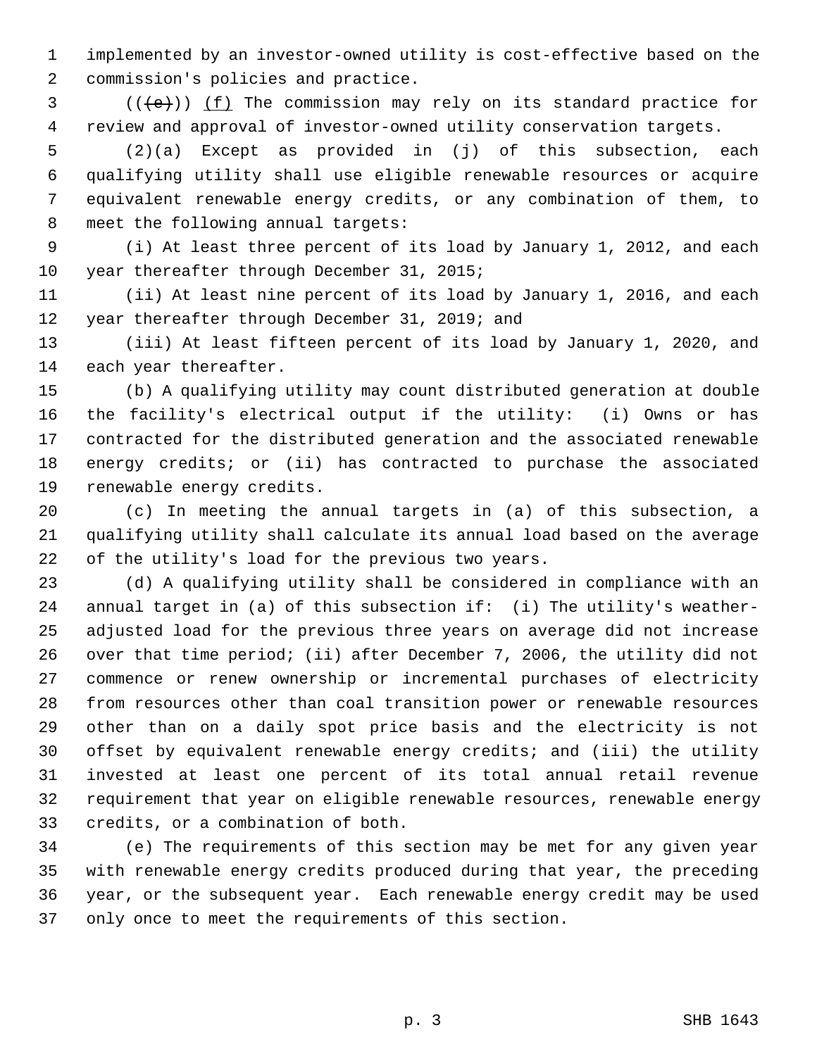implemented by an investor-owned utility is cost-effective based on the commission's policies and practice.

~~((e))~~ (f) The commission may rely on its standard practice for review and approval of investor-owned utility conservation targets.

(2)(a) Except as provided in (j) of this subsection, each qualifying utility shall use eligible renewable resources or acquire equivalent renewable energy credits, or any combination of them, to meet the following annual targets:

(i) At least three percent of its load by January 1, 2012, and each year thereafter through December 31, 2015;

(ii) At least nine percent of its load by January 1, 2016, and each year thereafter through December 31, 2019; and

(iii) At least fifteen percent of its load by January 1, 2020, and each year thereafter.

(b) A qualifying utility may count distributed generation at double the facility's electrical output if the utility: (i) Owns or has contracted for the distributed generation and the associated renewable energy credits; or (ii) has contracted to purchase the associated renewable energy credits.

(c) In meeting the annual targets in (a) of this subsection, a qualifying utility shall calculate its annual load based on the average of the utility's load for the previous two years.

(d) A qualifying utility shall be considered in compliance with an annual target in (a) of this subsection if: (i) The utility's weather-adjusted load for the previous three years on average did not increase over that time period; (ii) after December 7, 2006, the utility did not commence or renew ownership or incremental purchases of electricity from resources other than coal transition power or renewable resources other than on a daily spot price basis and the electricity is not offset by equivalent renewable energy credits; and (iii) the utility invested at least one percent of its total annual retail revenue requirement that year on eligible renewable resources, renewable energy credits, or a combination of both.

(e) The requirements of this section may be met for any given year with renewable energy credits produced during that year, the preceding year, or the subsequent year. Each renewable energy credit may be used only once to meet the requirements of this section.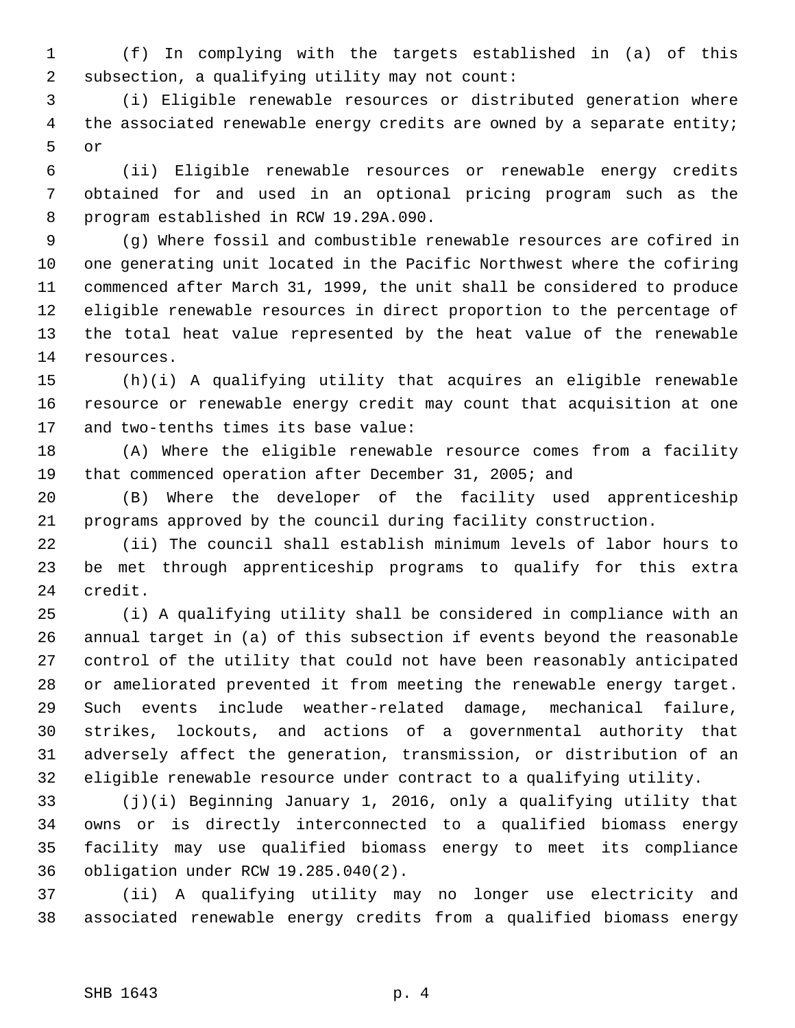(f) In complying with the targets established in (a) of this subsection, a qualifying utility may not count:

(i) Eligible renewable resources or distributed generation where the associated renewable energy credits are owned by a separate entity; or

(ii) Eligible renewable resources or renewable energy credits obtained for and used in an optional pricing program such as the program established in RCW 19.29A.090.

(g) Where fossil and combustible renewable resources are cofired in one generating unit located in the Pacific Northwest where the cofiring commenced after March 31, 1999, the unit shall be considered to produce eligible renewable resources in direct proportion to the percentage of the total heat value represented by the heat value of the renewable resources.

(h)(i) A qualifying utility that acquires an eligible renewable resource or renewable energy credit may count that acquisition at one and two-tenths times its base value:

(A) Where the eligible renewable resource comes from a facility that commenced operation after December 31, 2005; and

(B) Where the developer of the facility used apprenticeship programs approved by the council during facility construction.

(ii) The council shall establish minimum levels of labor hours to be met through apprenticeship programs to qualify for this extra credit.

(i) A qualifying utility shall be considered in compliance with an annual target in (a) of this subsection if events beyond the reasonable control of the utility that could not have been reasonably anticipated or ameliorated prevented it from meeting the renewable energy target. Such events include weather-related damage, mechanical failure, strikes, lockouts, and actions of a governmental authority that adversely affect the generation, transmission, or distribution of an eligible renewable resource under contract to a qualifying utility.

(j)(i) Beginning January 1, 2016, only a qualifying utility that owns or is directly interconnected to a qualified biomass energy facility may use qualified biomass energy to meet its compliance obligation under RCW 19.285.040(2).

(ii) A qualifying utility may no longer use electricity and associated renewable energy credits from a qualified biomass energy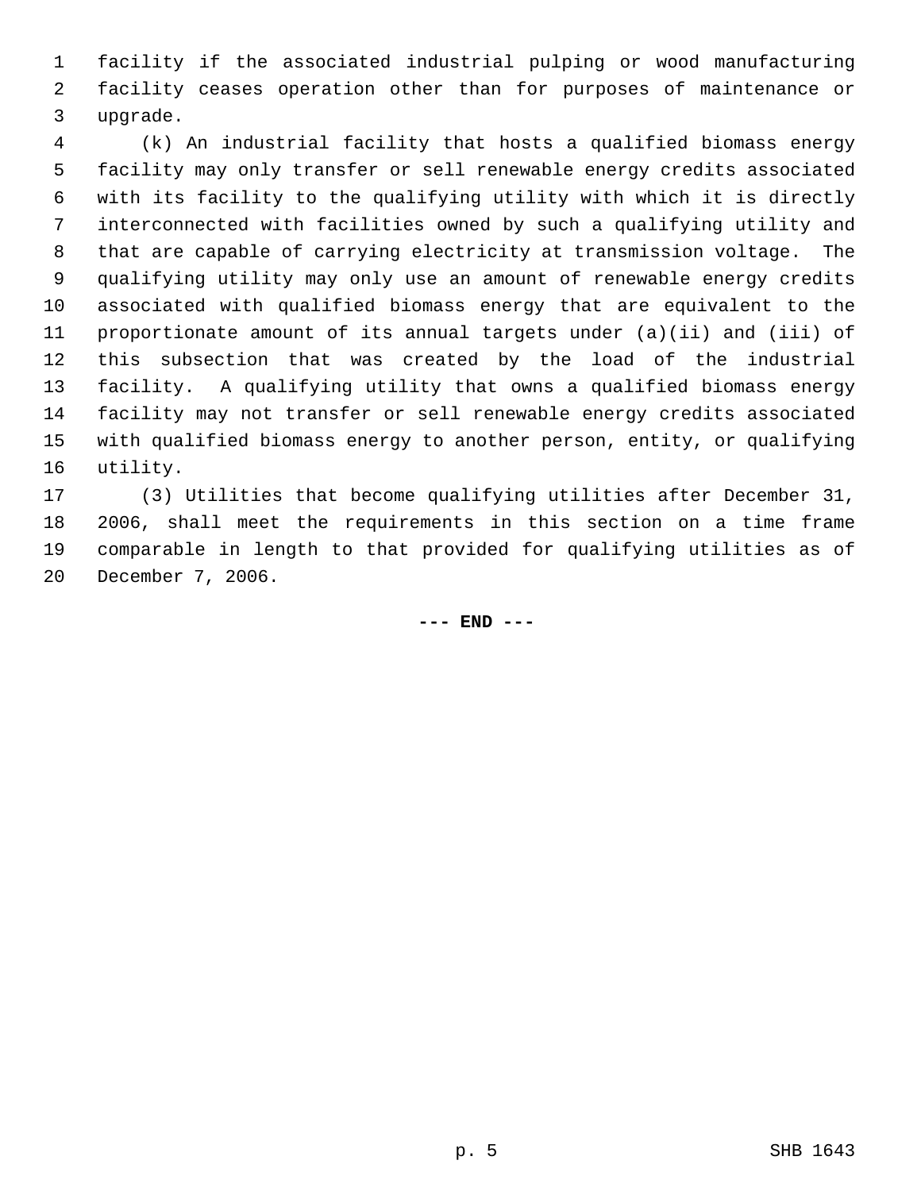facility if the associated industrial pulping or wood manufacturing facility ceases operation other than for purposes of maintenance or upgrade.

(k) An industrial facility that hosts a qualified biomass energy facility may only transfer or sell renewable energy credits associated with its facility to the qualifying utility with which it is directly interconnected with facilities owned by such a qualifying utility and that are capable of carrying electricity at transmission voltage. The qualifying utility may only use an amount of renewable energy credits associated with qualified biomass energy that are equivalent to the proportionate amount of its annual targets under (a)(ii) and (iii) of this subsection that was created by the load of the industrial facility. A qualifying utility that owns a qualified biomass energy facility may not transfer or sell renewable energy credits associated with qualified biomass energy to another person, entity, or qualifying utility.

(3) Utilities that become qualifying utilities after December 31, 2006, shall meet the requirements in this section on a time frame comparable in length to that provided for qualifying utilities as of December 7, 2006.

**--- END ---**